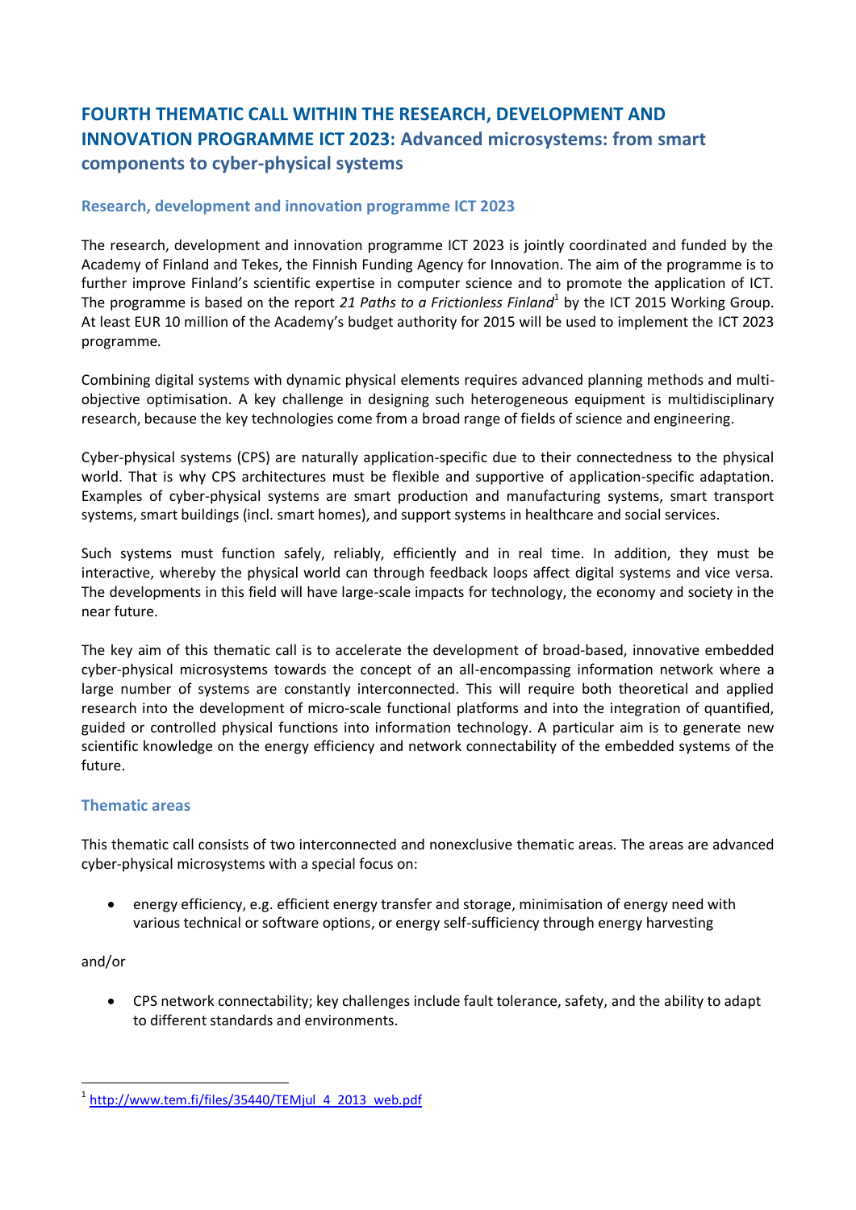# FOURTH THEMATIC CALL WITHIN THE RESEARCH, DEVELOPMENT AND INNOVATION PROGRAMME ICT 2023: Advanced microsystems: from smart components to cyber-physical systems

## Research, development and innovation programme ICT 2023

The research, development and innovation programme ICT 2023 is jointly coordinated and funded by the Academy of Finland and Tekes, the Finnish Funding Agency for Innovation. The aim of the programme is to further improve Finland's scientific expertise in computer science and to promote the application of ICT. The programme is based on the report *21 Paths to a Frictionless Finland*[1] by the ICT 2015 Working Group. At least EUR 10 million of the Academy's budget authority for 2015 will be used to implement the ICT 2023 programme.

Combining digital systems with dynamic physical elements requires advanced planning methods and multi-objective optimisation. A key challenge in designing such heterogeneous equipment is multidisciplinary research, because the key technologies come from a broad range of fields of science and engineering.

Cyber-physical systems (CPS) are naturally application-specific due to their connectedness to the physical world. That is why CPS architectures must be flexible and supportive of application-specific adaptation. Examples of cyber-physical systems are smart production and manufacturing systems, smart transport systems, smart buildings (incl. smart homes), and support systems in healthcare and social services.

Such systems must function safely, reliably, efficiently and in real time. In addition, they must be interactive, whereby the physical world can through feedback loops affect digital systems and vice versa. The developments in this field will have large-scale impacts for technology, the economy and society in the near future.

The key aim of this thematic call is to accelerate the development of broad-based, innovative embedded cyber-physical microsystems towards the concept of an all-encompassing information network where a large number of systems are constantly interconnected. This will require both theoretical and applied research into the development of micro-scale functional platforms and into the integration of quantified, guided or controlled physical functions into information technology. A particular aim is to generate new scientific knowledge on the energy efficiency and network connectability of the embedded systems of the future.

## Thematic areas

This thematic call consists of two interconnected and nonexclusive thematic areas. The areas are advanced cyber-physical microsystems with a special focus on:

- energy efficiency, e.g. efficient energy transfer and storage, minimisation of energy need with various technical or software options, or energy self-sufficiency through energy harvesting

and/or

- CPS network connectability; key challenges include fault tolerance, safety, and the ability to adapt to different standards and environments.

---

[1] http://www.tem.fi/files/35440/TEMjul_4_2013_web.pdf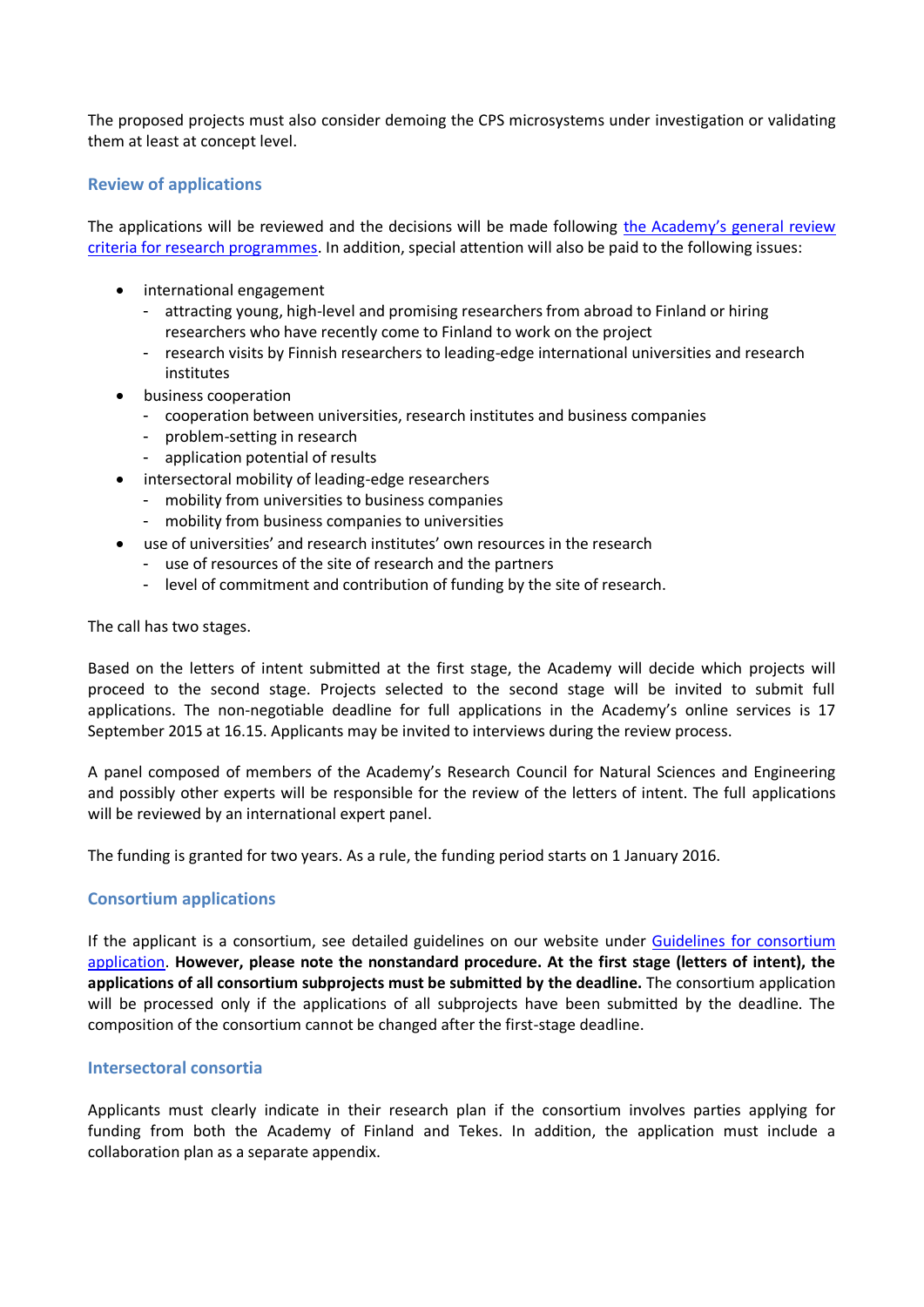The proposed projects must also consider demoing the CPS microsystems under investigation or validating them at least at concept level.

## Review of applications

The applications will be reviewed and the decisions will be made following [the Academy's general review criteria for research programmes](). In addition, special attention will also be paid to the following issues:

- international engagement
  - attracting young, high-level and promising researchers from abroad to Finland or hiring researchers who have recently come to Finland to work on the project
  - research visits by Finnish researchers to leading-edge international universities and research institutes
- business cooperation
  - cooperation between universities, research institutes and business companies
  - problem-setting in research
  - application potential of results
- intersectoral mobility of leading-edge researchers
  - mobility from universities to business companies
  - mobility from business companies to universities
- use of universities' and research institutes' own resources in the research
  - use of resources of the site of research and the partners
  - level of commitment and contribution of funding by the site of research.

The call has two stages.

Based on the letters of intent submitted at the first stage, the Academy will decide which projects will proceed to the second stage. Projects selected to the second stage will be invited to submit full applications. The non-negotiable deadline for full applications in the Academy's online services is 17 September 2015 at 16.15. Applicants may be invited to interviews during the review process.

A panel composed of members of the Academy's Research Council for Natural Sciences and Engineering and possibly other experts will be responsible for the review of the letters of intent. The full applications will be reviewed by an international expert panel.

The funding is granted for two years. As a rule, the funding period starts on 1 January 2016.

## Consortium applications

If the applicant is a consortium, see detailed guidelines on our website under [Guidelines for consortium application](). **However, please note the nonstandard procedure. At the first stage (letters of intent), the applications of all consortium subprojects must be submitted by the deadline.** The consortium application will be processed only if the applications of all subprojects have been submitted by the deadline. The composition of the consortium cannot be changed after the first-stage deadline.

## Intersectoral consortia

Applicants must clearly indicate in their research plan if the consortium involves parties applying for funding from both the Academy of Finland and Tekes. In addition, the application must include a collaboration plan as a separate appendix.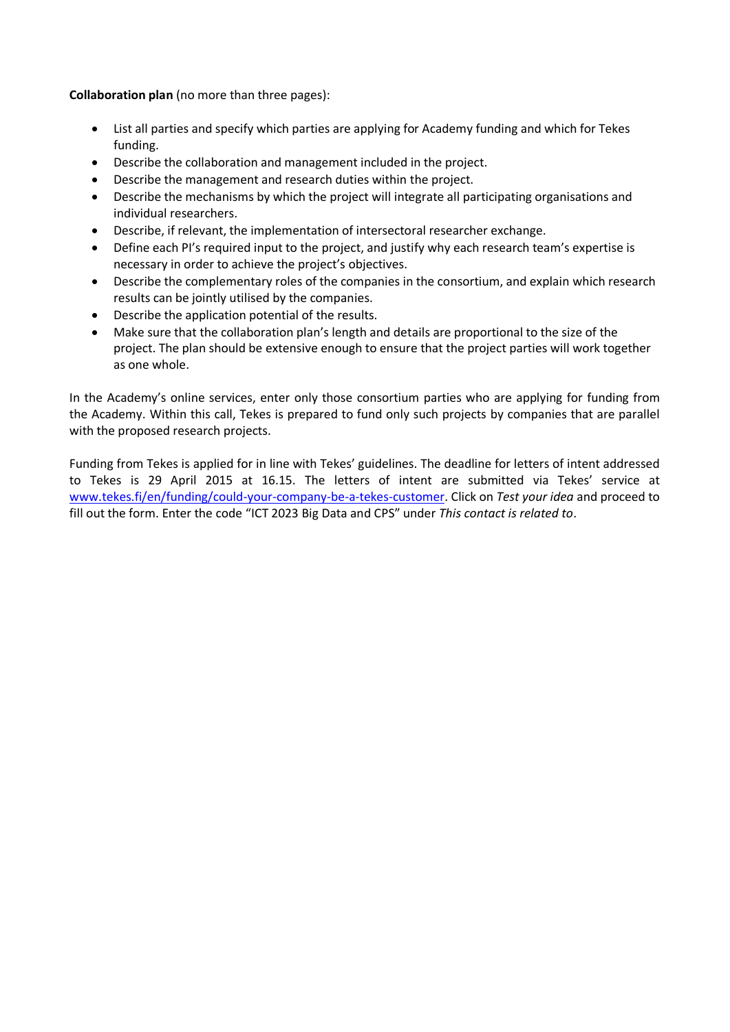**Collaboration plan** (no more than three pages):

- List all parties and specify which parties are applying for Academy funding and which for Tekes funding.
- Describe the collaboration and management included in the project.
- Describe the management and research duties within the project.
- Describe the mechanisms by which the project will integrate all participating organisations and individual researchers.
- Describe, if relevant, the implementation of intersectoral researcher exchange.
- Define each PI's required input to the project, and justify why each research team's expertise is necessary in order to achieve the project's objectives.
- Describe the complementary roles of the companies in the consortium, and explain which research results can be jointly utilised by the companies.
- Describe the application potential of the results.
- Make sure that the collaboration plan's length and details are proportional to the size of the project. The plan should be extensive enough to ensure that the project parties will work together as one whole.

In the Academy's online services, enter only those consortium parties who are applying for funding from the Academy. Within this call, Tekes is prepared to fund only such projects by companies that are parallel with the proposed research projects.

Funding from Tekes is applied for in line with Tekes' guidelines. The deadline for letters of intent addressed to Tekes is 29 April 2015 at 16.15. The letters of intent are submitted via Tekes' service at [www.tekes.fi/en/funding/could-your-company-be-a-tekes-customer](www.tekes.fi/en/funding/could-your-company-be-a-tekes-customer). Click on *Test your idea* and proceed to fill out the form. Enter the code "ICT 2023 Big Data and CPS" under *This contact is related to*.